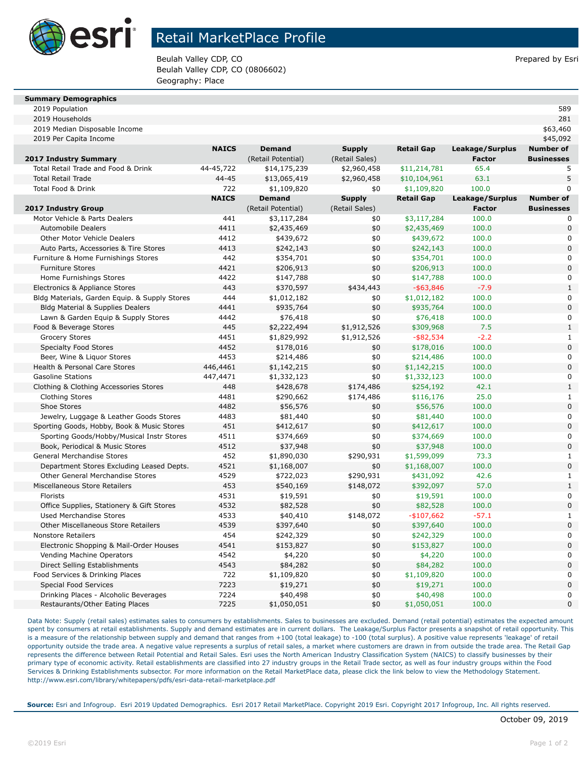# Retail MarketPlace Profile

Beulah Valley CDP, CO
Beulah Valley CDP, CO (0806602)
Geography: Place

Prepared by Esri

| Summary Demographics | |
|---|---|
| 2019 Population | 589 |
| 2019 Households | 281 |
| 2019 Median Disposable Income | $63,460 |
| 2019 Per Capita Income | $45,092 |

| 2017 Industry Summary | NAICS | Demand (Retail Potential) | Supply (Retail Sales) | Retail Gap | Leakage/Surplus Factor | Number of Businesses |
|---|---|---|---|---|---|---|
| Total Retail Trade and Food & Drink | 44-45,722 | $14,175,239 | $2,960,458 | $11,214,781 | 65.4 | 5 |
| Total Retail Trade | 44-45 | $13,065,419 | $2,960,458 | $10,104,961 | 63.1 | 5 |
| Total Food & Drink | 722 | $1,109,820 | $0 | $1,109,820 | 100.0 | 0 |

| 2017 Industry Group | NAICS | Demand (Retail Potential) | Supply (Retail Sales) | Retail Gap | Leakage/Surplus Factor | Number of Businesses |
|---|---|---|---|---|---|---|
| Motor Vehicle & Parts Dealers | 441 | $3,117,284 | $0 | $3,117,284 | 100.0 | 0 |
| Automobile Dealers | 4411 | $2,435,469 | $0 | $2,435,469 | 100.0 | 0 |
| Other Motor Vehicle Dealers | 4412 | $439,672 | $0 | $439,672 | 100.0 | 0 |
| Auto Parts, Accessories & Tire Stores | 4413 | $242,143 | $0 | $242,143 | 100.0 | 0 |
| Furniture & Home Furnishings Stores | 442 | $354,701 | $0 | $354,701 | 100.0 | 0 |
| Furniture Stores | 4421 | $206,913 | $0 | $206,913 | 100.0 | 0 |
| Home Furnishings Stores | 4422 | $147,788 | $0 | $147,788 | 100.0 | 0 |
| Electronics & Appliance Stores | 443 | $370,597 | $434,443 | -$63,846 | -7.9 | 1 |
| Bldg Materials, Garden Equip. & Supply Stores | 444 | $1,012,182 | $0 | $1,012,182 | 100.0 | 0 |
| Bldg Material & Supplies Dealers | 4441 | $935,764 | $0 | $935,764 | 100.0 | 0 |
| Lawn & Garden Equip & Supply Stores | 4442 | $76,418 | $0 | $76,418 | 100.0 | 0 |
| Food & Beverage Stores | 445 | $2,222,494 | $1,912,526 | $309,968 | 7.5 | 1 |
| Grocery Stores | 4451 | $1,829,992 | $1,912,526 | -$82,534 | -2.2 | 1 |
| Specialty Food Stores | 4452 | $178,016 | $0 | $178,016 | 100.0 | 0 |
| Beer, Wine & Liquor Stores | 4453 | $214,486 | $0 | $214,486 | 100.0 | 0 |
| Health & Personal Care Stores | 446,4461 | $1,142,215 | $0 | $1,142,215 | 100.0 | 0 |
| Gasoline Stations | 447,4471 | $1,332,123 | $0 | $1,332,123 | 100.0 | 0 |
| Clothing & Clothing Accessories Stores | 448 | $428,678 | $174,486 | $254,192 | 42.1 | 1 |
| Clothing Stores | 4481 | $290,662 | $174,486 | $116,176 | 25.0 | 1 |
| Shoe Stores | 4482 | $56,576 | $0 | $56,576 | 100.0 | 0 |
| Jewelry, Luggage & Leather Goods Stores | 4483 | $81,440 | $0 | $81,440 | 100.0 | 0 |
| Sporting Goods, Hobby, Book & Music Stores | 451 | $412,617 | $0 | $412,617 | 100.0 | 0 |
| Sporting Goods/Hobby/Musical Instr Stores | 4511 | $374,669 | $0 | $374,669 | 100.0 | 0 |
| Book, Periodical & Music Stores | 4512 | $37,948 | $0 | $37,948 | 100.0 | 0 |
| General Merchandise Stores | 452 | $1,890,030 | $290,931 | $1,599,099 | 73.3 | 1 |
| Department Stores Excluding Leased Depts. | 4521 | $1,168,007 | $0 | $1,168,007 | 100.0 | 0 |
| Other General Merchandise Stores | 4529 | $722,023 | $290,931 | $431,092 | 42.6 | 1 |
| Miscellaneous Store Retailers | 453 | $540,169 | $148,072 | $392,097 | 57.0 | 1 |
| Florists | 4531 | $19,591 | $0 | $19,591 | 100.0 | 0 |
| Office Supplies, Stationery & Gift Stores | 4532 | $82,528 | $0 | $82,528 | 100.0 | 0 |
| Used Merchandise Stores | 4533 | $40,410 | $148,072 | -$107,662 | -57.1 | 1 |
| Other Miscellaneous Store Retailers | 4539 | $397,640 | $0 | $397,640 | 100.0 | 0 |
| Nonstore Retailers | 454 | $242,329 | $0 | $242,329 | 100.0 | 0 |
| Electronic Shopping & Mail-Order Houses | 4541 | $153,827 | $0 | $153,827 | 100.0 | 0 |
| Vending Machine Operators | 4542 | $4,220 | $0 | $4,220 | 100.0 | 0 |
| Direct Selling Establishments | 4543 | $84,282 | $0 | $84,282 | 100.0 | 0 |
| Food Services & Drinking Places | 722 | $1,109,820 | $0 | $1,109,820 | 100.0 | 0 |
| Special Food Services | 7223 | $19,271 | $0 | $19,271 | 100.0 | 0 |
| Drinking Places - Alcoholic Beverages | 7224 | $40,498 | $0 | $40,498 | 100.0 | 0 |
| Restaurants/Other Eating Places | 7225 | $1,050,051 | $0 | $1,050,051 | 100.0 | 0 |

Data Note: Supply (retail sales) estimates sales to consumers by establishments. Sales to businesses are excluded. Demand (retail potential) estimates the expected amount spent by consumers at retail establishments. Supply and demand estimates are in current dollars. The Leakage/Surplus Factor presents a snapshot of retail opportunity. This is a measure of the relationship between supply and demand that ranges from +100 (total leakage) to -100 (total surplus). A positive value represents 'leakage' of retail opportunity outside the trade area. A negative value represents a surplus of retail sales, a market where customers are drawn in from outside the trade area. The Retail Gap represents the difference between Retail Potential and Retail Sales. Esri uses the North American Industry Classification System (NAICS) to classify businesses by their primary type of economic activity. Retail establishments are classified into 27 industry groups in the Retail Trade sector, as well as four industry groups within the Food Services & Drinking Establishments subsector. For more information on the Retail MarketPlace data, please click the link below to view the Methodology Statement.
http://www.esri.com/library/whitepapers/pdfs/esri-data-retail-marketplace.pdf

**Source:** Esri and Infogroup. Esri 2019 Updated Demographics. Esri 2017 Retail MarketPlace. Copyright 2019 Esri. Copyright 2017 Infogroup, Inc. All rights reserved.

October 09, 2019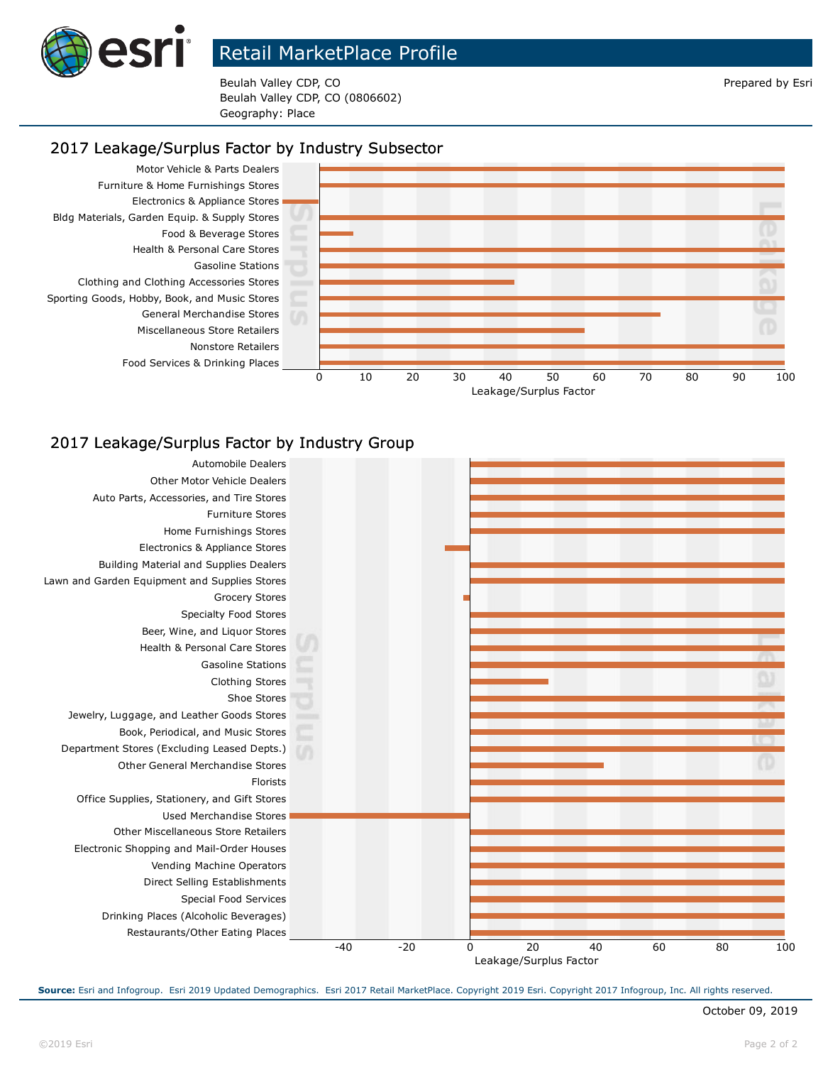# Retail MarketPlace Profile

Beulah Valley CDP, CO
Beulah Valley CDP, CO (0806602)
Geography: Place

Prepared by Esri

## 2017 Leakage/Surplus Factor by Industry Subsector

Motor Vehicle & Parts Dealers
Furniture & Home Furnishings Stores
Electronics & Appliance Stores
Bldg Materials, Garden Equip. & Supply Stores
Food & Beverage Stores
Health & Personal Care Stores
Gasoline Stations
Clothing and Clothing Accessories Stores
Sporting Goods, Hobby, Book, and Music Stores
General Merchandise Stores
Miscellaneous Store Retailers
Nonstore Retailers
Food Services & Drinking Places

Surplus
Leakage

0 10 20 30 40 50 60 70 80 90 100

Leakage/Surplus Factor

## 2017 Leakage/Surplus Factor by Industry Group

Automobile Dealers
Other Motor Vehicle Dealers
Auto Parts, Accessories, and Tire Stores
Furniture Stores
Home Furnishings Stores
Electronics & Appliance Stores
Building Material and Supplies Dealers
Lawn and Garden Equipment and Supplies Stores
Grocery Stores
Specialty Food Stores
Beer, Wine, and Liquor Stores
Health & Personal Care Stores
Gasoline Stations
Clothing Stores
Shoe Stores
Jewelry, Luggage, and Leather Goods Stores
Book, Periodical, and Music Stores
Department Stores (Excluding Leased Depts.)
Other General Merchandise Stores
Florists
Office Supplies, Stationery, and Gift Stores
Used Merchandise Stores
Other Miscellaneous Store Retailers
Electronic Shopping and Mail-Order Houses
Vending Machine Operators
Direct Selling Establishments
Special Food Services
Drinking Places (Alcoholic Beverages)
Restaurants/Other Eating Places

Surplus
Leakage

-40 -20 0 20 40 60 80 100

Leakage/Surplus Factor

**Source:** Esri and Infogroup. Esri 2019 Updated Demographics. Esri 2017 Retail MarketPlace. Copyright 2019 Esri. Copyright 2017 Infogroup, Inc. All rights reserved.

October 09, 2019